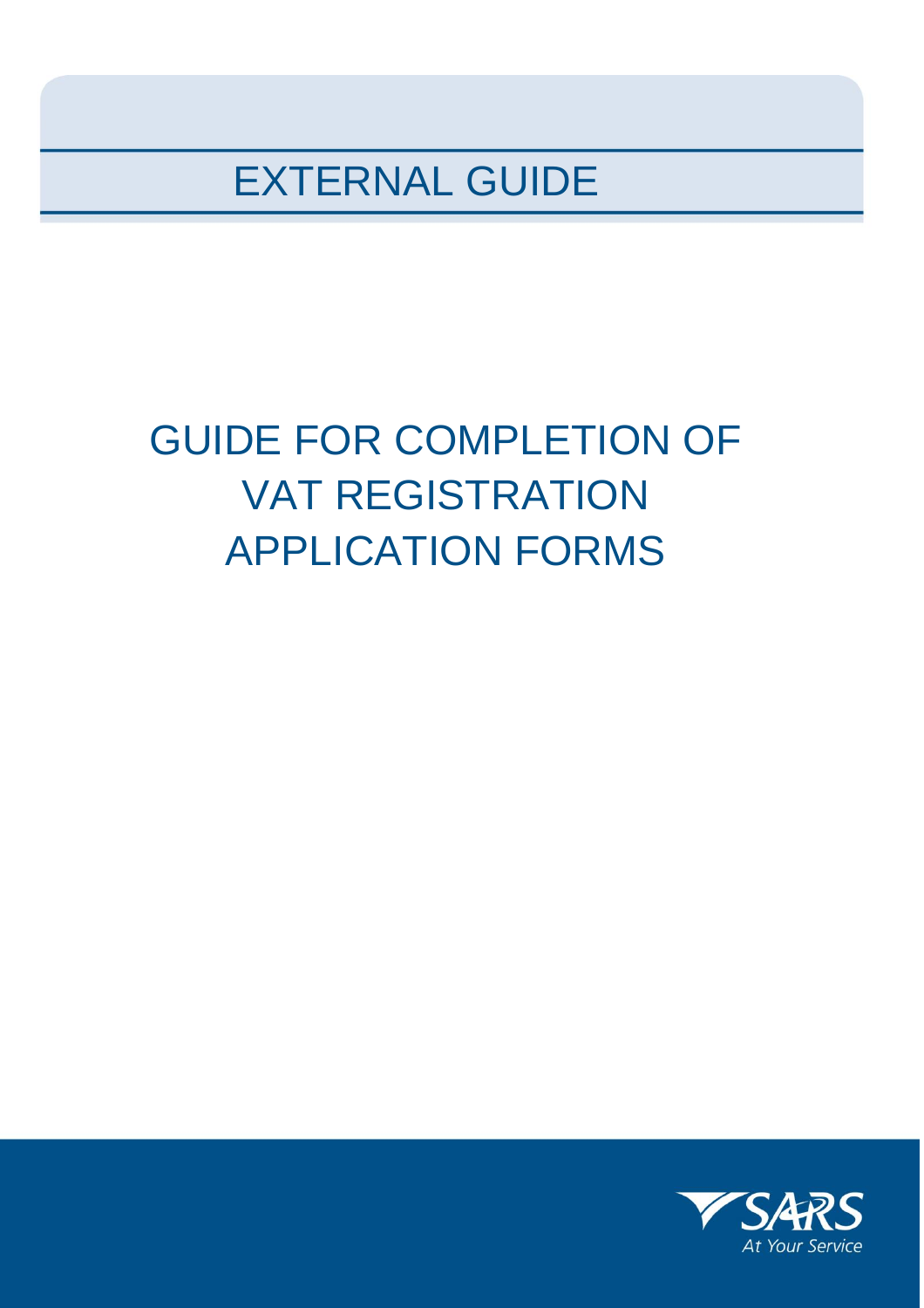EXTERNAL GUIDE

# GUIDE FOR COMPLETION OF VAT REGISTRATION APPLICATION FORMS

SARS
At Your Service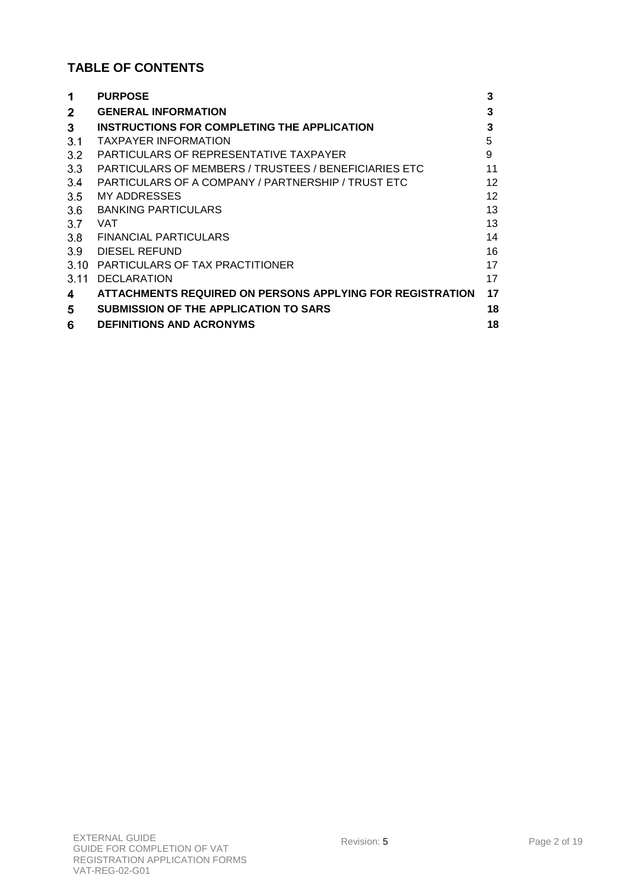## TABLE OF CONTENTS

| | | |
|---|---|---|
| **1** | **PURPOSE** | **3** |
| **2** | **GENERAL INFORMATION** | **3** |
| **3** | **INSTRUCTIONS FOR COMPLETING THE APPLICATION** | **3** |
| 3.1 | TAXPAYER INFORMATION | 5 |
| 3.2 | PARTICULARS OF REPRESENTATIVE TAXPAYER | 9 |
| 3.3 | PARTICULARS OF MEMBERS / TRUSTEES / BENEFICIARIES ETC | 11 |
| 3.4 | PARTICULARS OF A COMPANY / PARTNERSHIP / TRUST ETC | 12 |
| 3.5 | MY ADDRESSES | 12 |
| 3.6 | BANKING PARTICULARS | 13 |
| 3.7 | VAT | 13 |
| 3.8 | FINANCIAL PARTICULARS | 14 |
| 3.9 | DIESEL REFUND | 16 |
| 3.10 | PARTICULARS OF TAX PRACTITIONER | 17 |
| 3.11 | DECLARATION | 17 |
| **4** | **ATTACHMENTS REQUIRED ON PERSONS APPLYING FOR REGISTRATION** | **17** |
| **5** | **SUBMISSION OF THE APPLICATION TO SARS** | **18** |
| **6** | **DEFINITIONS AND ACRONYMS** | **18** |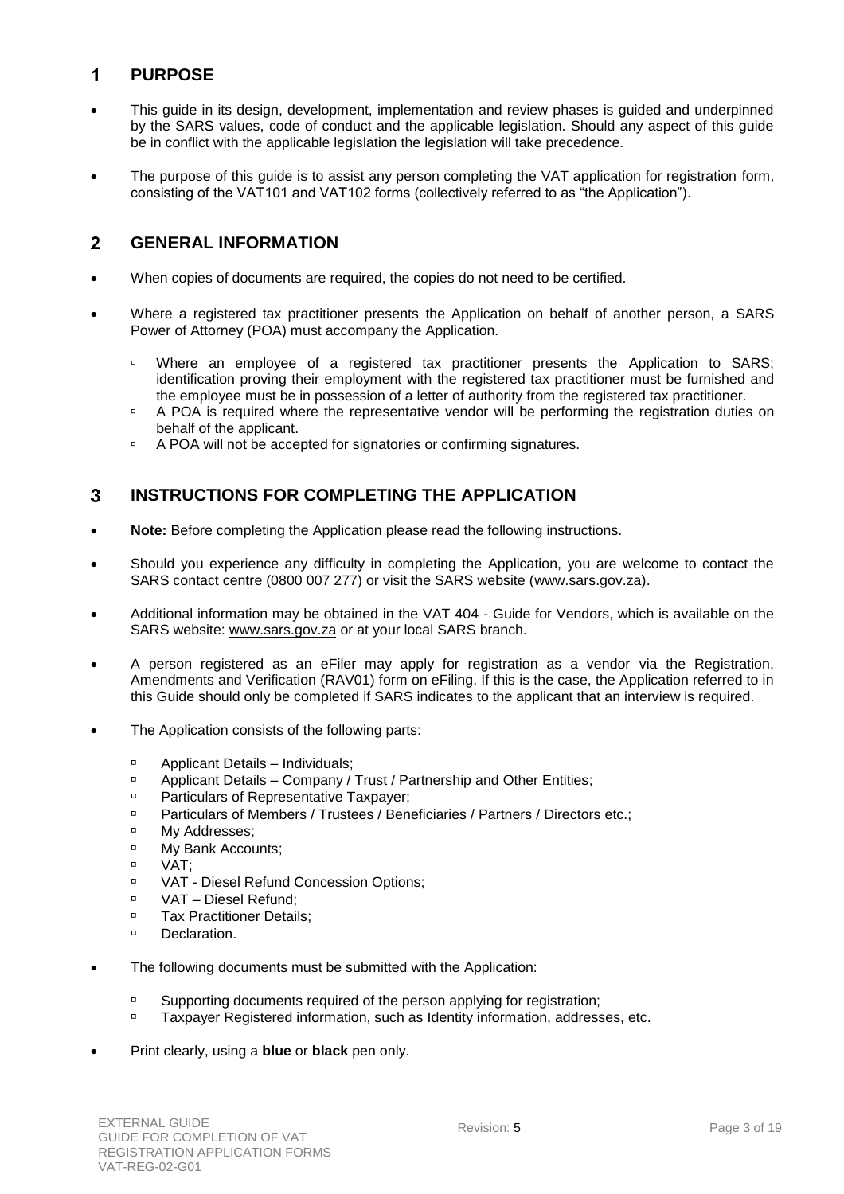## 1 PURPOSE

- This guide in its design, development, implementation and review phases is guided and underpinned by the SARS values, code of conduct and the applicable legislation. Should any aspect of this guide be in conflict with the applicable legislation the legislation will take precedence.
- The purpose of this guide is to assist any person completing the VAT application for registration form, consisting of the VAT101 and VAT102 forms (collectively referred to as "the Application").

## 2 GENERAL INFORMATION

- When copies of documents are required, the copies do not need to be certified.
- Where a registered tax practitioner presents the Application on behalf of another person, a SARS Power of Attorney (POA) must accompany the Application.
  - Where an employee of a registered tax practitioner presents the Application to SARS; identification proving their employment with the registered tax practitioner must be furnished and the employee must be in possession of a letter of authority from the registered tax practitioner.
  - A POA is required where the representative vendor will be performing the registration duties on behalf of the applicant.
  - A POA will not be accepted for signatories or confirming signatures.

## 3 INSTRUCTIONS FOR COMPLETING THE APPLICATION

- **Note:** Before completing the Application please read the following instructions.
- Should you experience any difficulty in completing the Application, you are welcome to contact the SARS contact centre (0800 007 277) or visit the SARS website (www.sars.gov.za).
- Additional information may be obtained in the VAT 404 - Guide for Vendors, which is available on the SARS website: www.sars.gov.za or at your local SARS branch.
- A person registered as an eFiler may apply for registration as a vendor via the Registration, Amendments and Verification (RAV01) form on eFiling. If this is the case, the Application referred to in this Guide should only be completed if SARS indicates to the applicant that an interview is required.
- The Application consists of the following parts:
  - Applicant Details – Individuals;
  - Applicant Details – Company / Trust / Partnership and Other Entities;
  - Particulars of Representative Taxpayer;
  - Particulars of Members / Trustees / Beneficiaries / Partners / Directors etc.;
  - My Addresses;
  - My Bank Accounts;
  - VAT;
  - VAT - Diesel Refund Concession Options;
  - VAT – Diesel Refund;
  - Tax Practitioner Details;
  - Declaration.
- The following documents must be submitted with the Application:
  - Supporting documents required of the person applying for registration;
  - Taxpayer Registered information, such as Identity information, addresses, etc.
- Print clearly, using a **blue** or **black** pen only.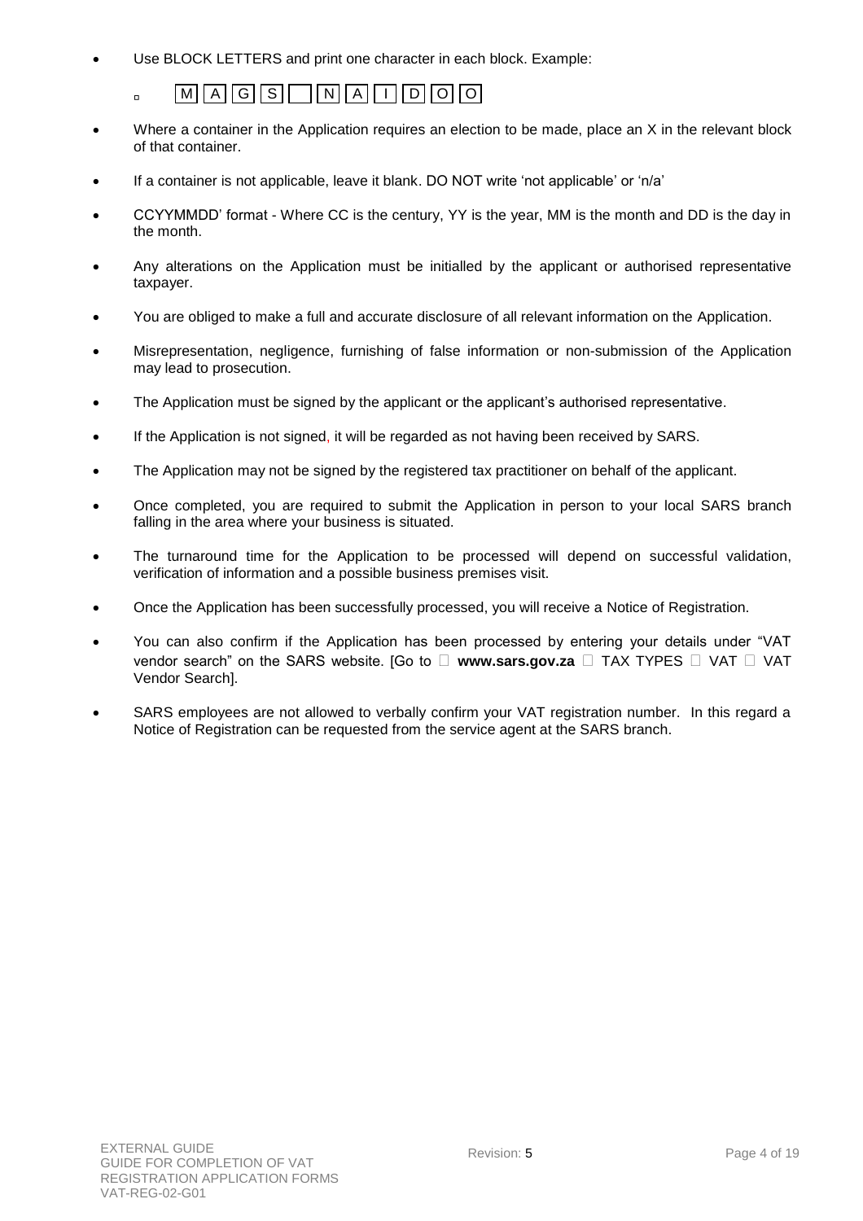- Use BLOCK LETTERS and print one character in each block. Example:
  - | M | A | G | S | | N | A | I | D | O | O |
- Where a container in the Application requires an election to be made, place an X in the relevant block of that container.
- If a container is not applicable, leave it blank. DO NOT write 'not applicable' or 'n/a'
- CCYYMMDD' format - Where CC is the century, YY is the year, MM is the month and DD is the day in the month.
- Any alterations on the Application must be initialled by the applicant or authorised representative taxpayer.
- You are obliged to make a full and accurate disclosure of all relevant information on the Application.
- Misrepresentation, negligence, furnishing of false information or non-submission of the Application may lead to prosecution.
- The Application must be signed by the applicant or the applicant's authorised representative.
- If the Application is not signed, it will be regarded as not having been received by SARS.
- The Application may not be signed by the registered tax practitioner on behalf of the applicant.
- Once completed, you are required to submit the Application in person to your local SARS branch falling in the area where your business is situated.
- The turnaround time for the Application to be processed will depend on successful validation, verification of information and a possible business premises visit.
- Once the Application has been successfully processed, you will receive a Notice of Registration.
- You can also confirm if the Application has been processed by entering your details under "VAT vendor search" on the SARS website. [Go to  **www.sars.gov.za**  TAX TYPES  VAT  VAT Vendor Search].
- SARS employees are not allowed to verbally confirm your VAT registration number. In this regard a Notice of Registration can be requested from the service agent at the SARS branch.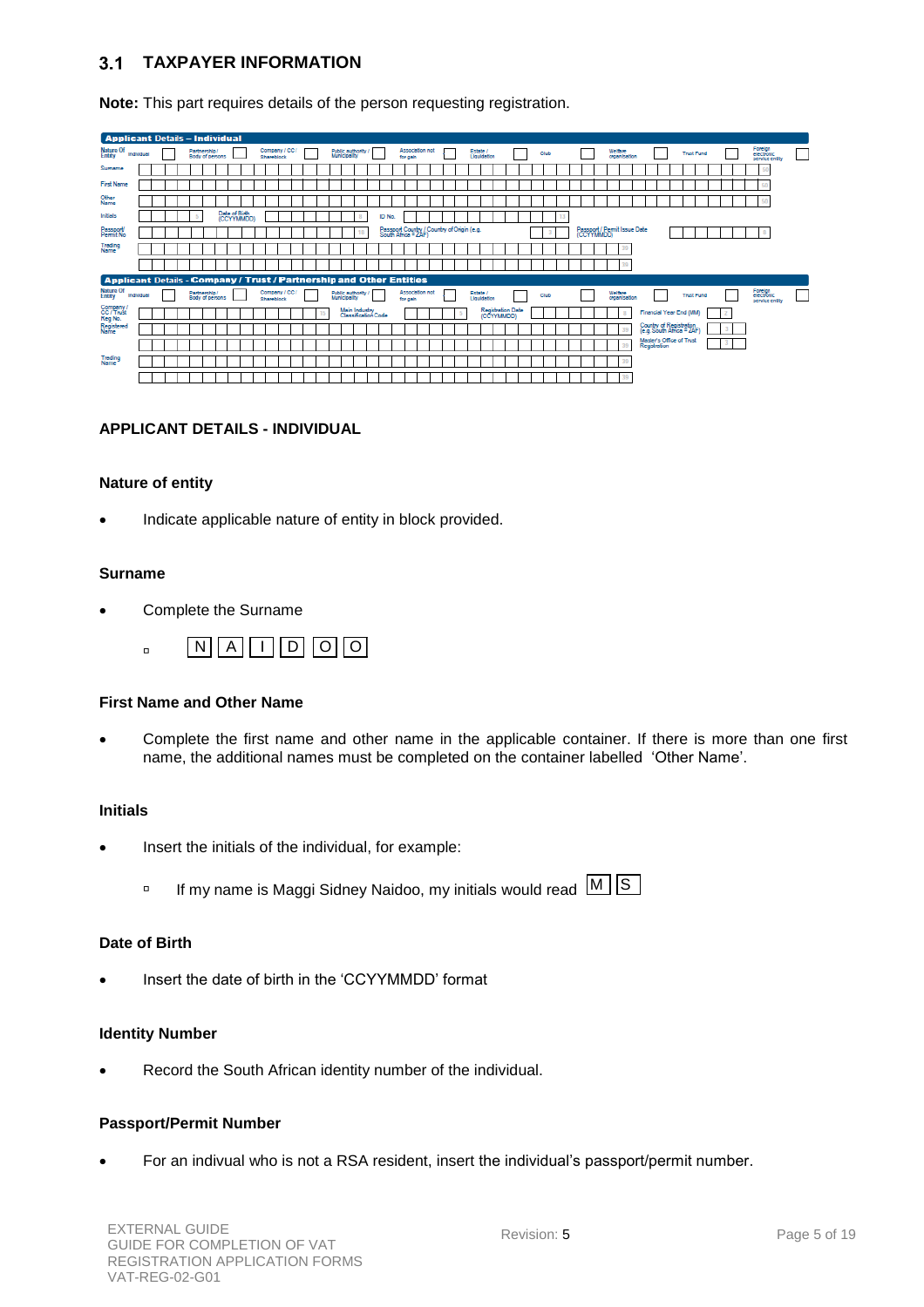## 3.1 TAXPAYER INFORMATION

**Note:** This part requires details of the person requesting registration.

**Applicant Details – Individual**

Nature Of Entity: Individual | Partnership / Body of persons | Company / CC / Shareblock | Public authority / Municipality | Association not for gain | Estate / Liquidation | Club | Welfare organisation | Trust Fund | Foreign electronic service entity

Surname

First Name

Other Name

Initials | Date of Birth (CCYYMMDD) | ID No.

Passport/ Permit No | Passport Country / Country of Origin (e.g. South Africa = ZAF) | Passport / Permit Issue Date (CCYYMMDD)

Trading Name

**Applicant Details - Company / Trust / Partnership and Other Entities**

Nature Of Entity: Individual | Partnership / Body of persons | Company / CC / Shareblock | Public authority / Municipality | Association not for gain | Estate / Liquidation | Club | Welfare organisation | Trust Fund | Foreign electronic service entity

Company / CC / Trust Reg No. | Main Industry Classification Code | Registration Date (CCYYMMDD) | Financial Year End (MM)

Registered Name | Country of Registration (e.g. South Africa = ZAF) | Master's Office of Trust Registration

Trading Name

### APPLICANT DETAILS - INDIVIDUAL

#### Nature of entity

- Indicate applicable nature of entity in block provided.

#### Surname

- Complete the Surname
  - N A I D O O

#### First Name and Other Name

- Complete the first name and other name in the applicable container. If there is more than one first name, the additional names must be completed on the container labelled 'Other Name'.

#### Initials

- Insert the initials of the individual, for example:
  - If my name is Maggi Sidney Naidoo, my initials would read M S

#### Date of Birth

- Insert the date of birth in the 'CCYYMMDD' format

#### Identity Number

- Record the South African identity number of the individual.

#### Passport/Permit Number

- For an indivual who is not a RSA resident, insert the individual's passport/permit number.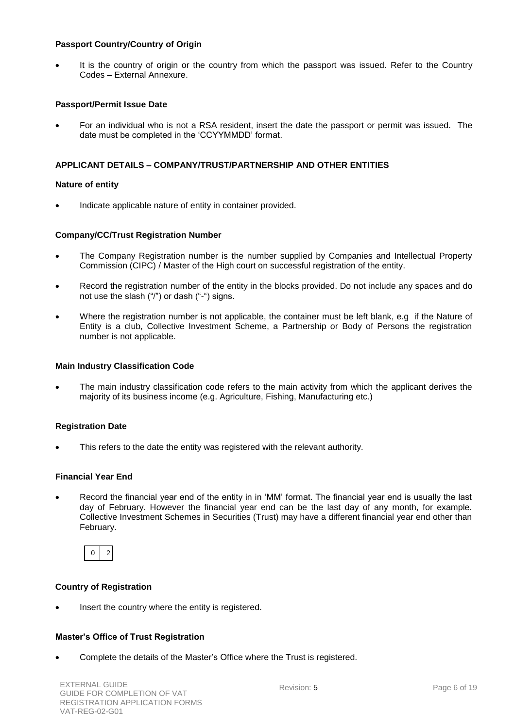**Passport Country/Country of Origin**

- It is the country of origin or the country from which the passport was issued. Refer to the Country Codes – External Annexure.

**Passport/Permit Issue Date**

- For an individual who is not a RSA resident, insert the date the passport or permit was issued. The date must be completed in the 'CCYYMMDD' format.

## APPLICANT DETAILS – COMPANY/TRUST/PARTNERSHIP AND OTHER ENTITIES

**Nature of entity**

- Indicate applicable nature of entity in container provided.

**Company/CC/Trust Registration Number**

- The Company Registration number is the number supplied by Companies and Intellectual Property Commission (CIPC) / Master of the High court on successful registration of the entity.
- Record the registration number of the entity in the blocks provided. Do not include any spaces and do not use the slash ("/") or dash ("-") signs.
- Where the registration number is not applicable, the container must be left blank, e.g if the Nature of Entity is a club, Collective Investment Scheme, a Partnership or Body of Persons the registration number is not applicable.

**Main Industry Classification Code**

- The main industry classification code refers to the main activity from which the applicant derives the majority of its business income (e.g. Agriculture, Fishing, Manufacturing etc.)

**Registration Date**

- This refers to the date the entity was registered with the relevant authority.

**Financial Year End**

- Record the financial year end of the entity in in 'MM' format. The financial year end is usually the last day of February. However the financial year end can be the last day of any month, for example. Collective Investment Schemes in Securities (Trust) may have a different financial year end other than February.

| 0 | 2 |
|---|---|

**Country of Registration**

- Insert the country where the entity is registered.

**Master's Office of Trust Registration**

- Complete the details of the Master's Office where the Trust is registered.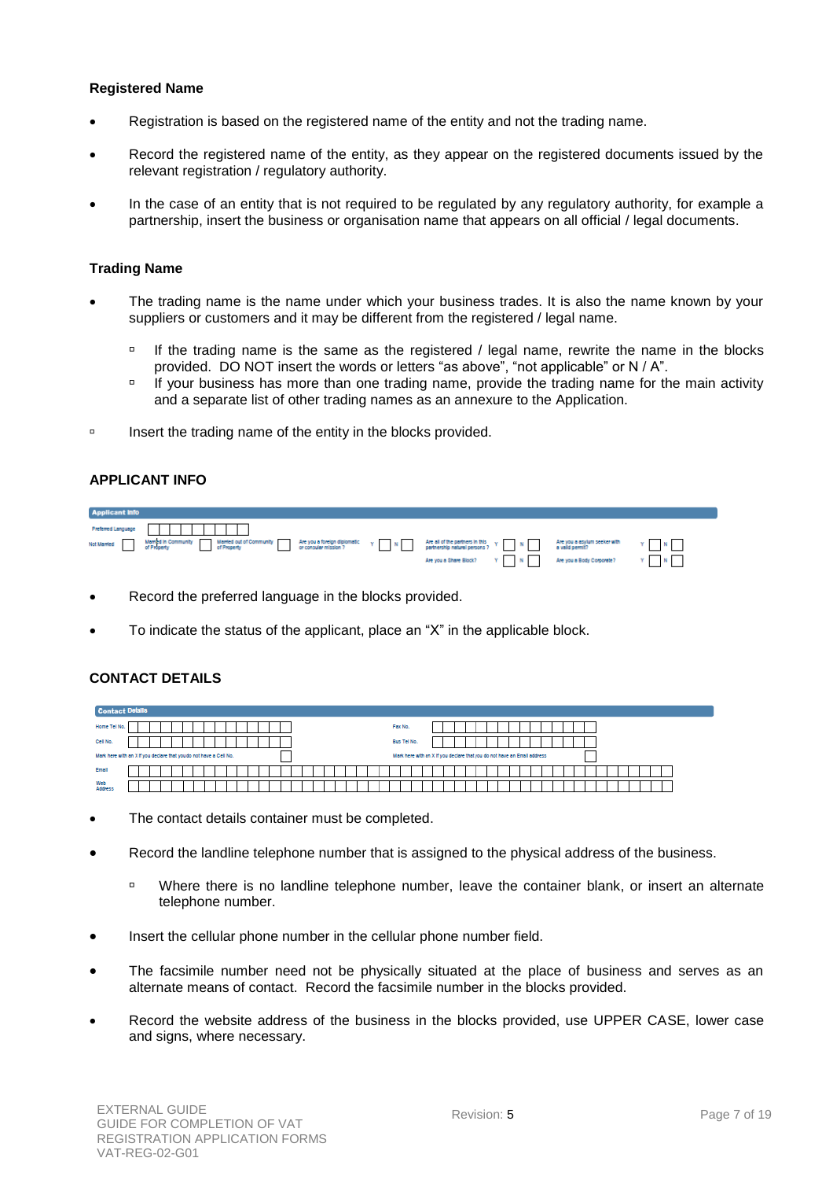**Registered Name**

- Registration is based on the registered name of the entity and not the trading name.
- Record the registered name of the entity, as they appear on the registered documents issued by the relevant registration / regulatory authority.
- In the case of an entity that is not required to be regulated by any regulatory authority, for example a partnership, insert the business or organisation name that appears on all official / legal documents.

**Trading Name**

- The trading name is the name under which your business trades. It is also the name known by your suppliers or customers and it may be different from the registered / legal name.
  - If the trading name is the same as the registered / legal name, rewrite the name in the blocks provided. DO NOT insert the words or letters "as above", "not applicable" or N / A".
  - If your business has more than one trading name, provide the trading name for the main activity and a separate list of other trading names as an annexure to the Application.
- Insert the trading name of the entity in the blocks provided.

**APPLICANT INFO**

| Applicant Info | | | | | | | | | | | |
|---|---|---|---|---|---|---|---|---|---|---|---|
| Preferred Language | | | | | | | | | | | |
| Not Married | | Married in Community of Property | | Married out of Community of Property | | Are you a foreign diplomatic or consular mission ? | Y / N | Are all of the partners in this partnership natural persons ? | Y / N | Are you a asylum seeker with a valid permit? | Y / N |
| | | | | | | | | Are you a Share Block? | Y / N | Are you a Body Corporate? | Y / N |

- Record the preferred language in the blocks provided.
- To indicate the status of the applicant, place an "X" in the applicable block.

**CONTACT DETAILS**

| Contact Details | | | |
|---|---|---|---|
| Home Tel No. | | Fax No. | |
| Cell No. | | Bus Tel No. | |
| Mark here with an X if you declare that you do not have a Cell No. | | Mark here with an X if you declare that you do not have an Email address | |
| Email | | | |
| Web Address | | | |

- The contact details container must be completed.
- Record the landline telephone number that is assigned to the physical address of the business.
  - Where there is no landline telephone number, leave the container blank, or insert an alternate telephone number.
- Insert the cellular phone number in the cellular phone number field.
- The facsimile number need not be physically situated at the place of business and serves as an alternate means of contact. Record the facsimile number in the blocks provided.
- Record the website address of the business in the blocks provided, use UPPER CASE, lower case and signs, where necessary.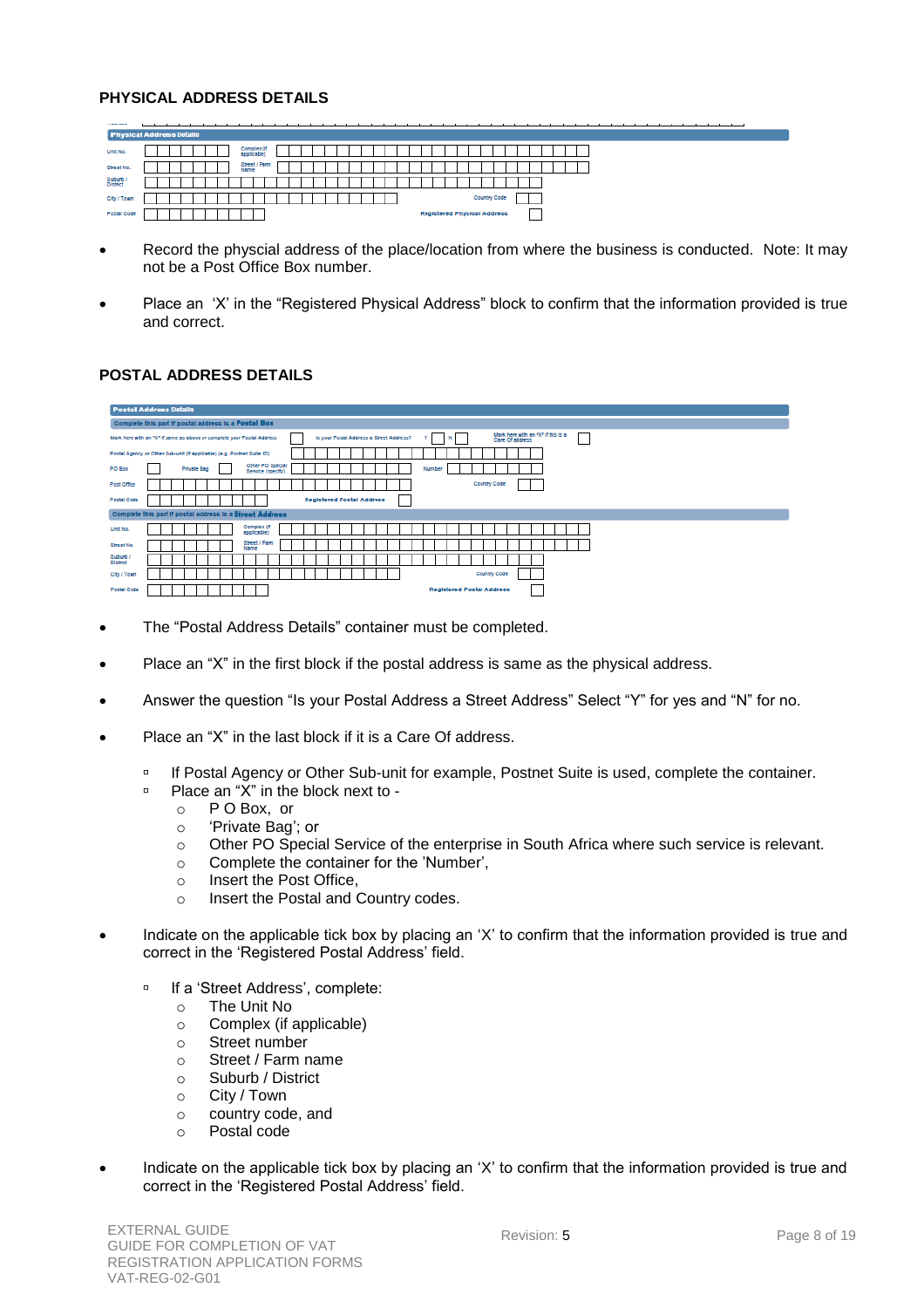## PHYSICAL ADDRESS DETAILS

| Physical Address Details | | | |
|---|---|---|---|
| Unit No. | | Complex (if applicable) | |
| Street No. | | Street / Farm Name | |
| Suburb / District | | | |
| City / Town | | Country Code | |
| Postal Code | | Registered Physical Address | |

- Record the physcial address of the place/location from where the business is conducted. Note: It may not be a Post Office Box number.
- Place an 'X' in the "Registered Physical Address" block to confirm that the information provided is true and correct.

## POSTAL ADDRESS DETAILS

| Postal Address Details | | | |
|---|---|---|---|
| **Complete this part if postal address is a Postal Box** | | | |
| Mark here with an "X" if same as above or complete your Postal Address | Is your Postal Address a Street Address? Y / N | Mark here with an "X" if this is a Care Of address | |
| Postal Agency or Other Sub-unit (if applicable) (e.g. Postnet Suite ID) | | | |
| PO Box | Private Bag | Other PO Special Service (specify) | Number |
| Post Office | | Country Code | |
| Postal Code | | Registered Postal Address | |
| **Complete this part if postal address is a Street Address** | | | |
| Unit No. | | Complex (if applicable) | |
| Street No. | | Street / Farm Name | |
| Suburb / District | | | |
| City / Town | | Country Code | |
| Postal Code | | Registered Postal Address | |

- The "Postal Address Details" container must be completed.
- Place an "X" in the first block if the postal address is same as the physical address.
- Answer the question "Is your Postal Address a Street Address" Select "Y" for yes and "N" for no.
- Place an "X" in the last block if it is a Care Of address.
  - If Postal Agency or Other Sub-unit for example, Postnet Suite is used, complete the container.
  - Place an "X" in the block next to -
    - P O Box, or
    - 'Private Bag'; or
    - Other PO Special Service of the enterprise in South Africa where such service is relevant.
    - Complete the container for the 'Number',
    - Insert the Post Office,
    - Insert the Postal and Country codes.
- Indicate on the applicable tick box by placing an 'X' to confirm that the information provided is true and correct in the 'Registered Postal Address' field.
  - If a 'Street Address', complete:
    - The Unit No
    - Complex (if applicable)
    - Street number
    - Street / Farm name
    - Suburb / District
    - City / Town
    - country code, and
    - Postal code
- Indicate on the applicable tick box by placing an 'X' to confirm that the information provided is true and correct in the 'Registered Postal Address' field.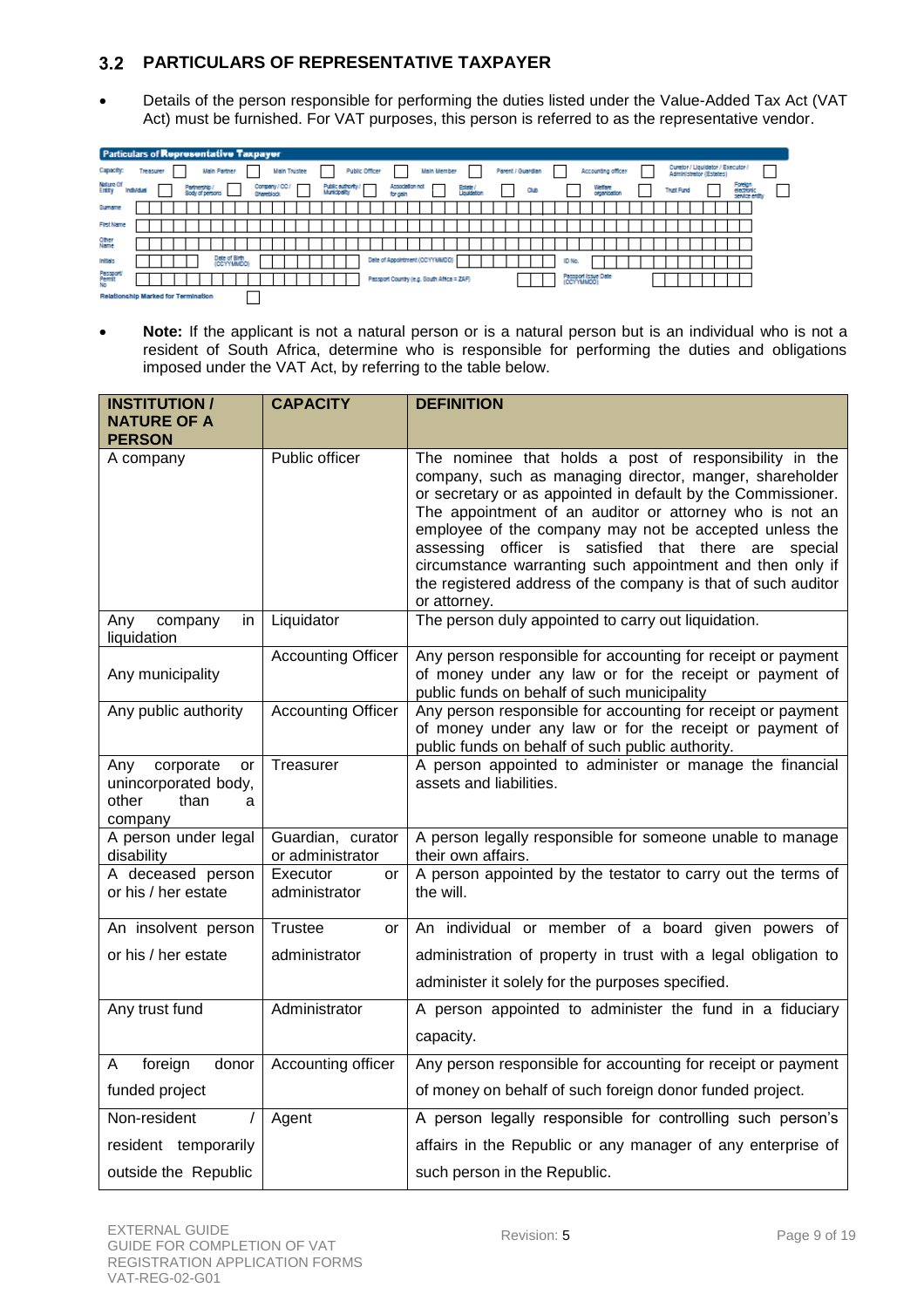## 3.2 PARTICULARS OF REPRESENTATIVE TAXPAYER

- Details of the person responsible for performing the duties listed under the Value-Added Tax Act (VAT Act) must be furnished. For VAT purposes, this person is referred to as the representative vendor.

**Particulars of Representative Taxpayer**

Capacity: Treasurer ☐ Main Partner ☐ Main Trustee ☐ Public Officer ☐ Main Member ☐ Parent / Guardian ☐ Accounting officer ☐ Curator / Liquidator / Executor / Administrator (Estates) ☐

Nature Of Entity: Individual ☐ Partnership / Body of persons ☐ Company / CC / Shareblock ☐ Public authority / Municipality ☐ Association not for gain ☐ Estate / Liquidation ☐ Club ☐ Welfare organization ☐ Trust Fund ☐ Foreign electronic service entity ☐

Surname

First Name

Other Name

Initials | Date of Birth (CCYYMMDD) | Date of Appointment (CCYYMMDD) | ID No.

Passport/ Permit No | Passport Country (e.g. South Africa = ZAF) | Passport Issue Date (CCYYMMDD)

Relationship Marked for Termination ☐

- **Note:** If the applicant is not a natural person or is a natural person but is an individual who is not a resident of South Africa, determine who is responsible for performing the duties and obligations imposed under the VAT Act, by referring to the table below.

| INSTITUTION / NATURE OF A PERSON | CAPACITY | DEFINITION |
|---|---|---|
| A company | Public officer | The nominee that holds a post of responsibility in the company, such as managing director, manger, shareholder or secretary or as appointed in default by the Commissioner. The appointment of an auditor or attorney who is not an employee of the company may not be accepted unless the assessing officer is satisfied that there are special circumstance warranting such appointment and then only if the registered address of the company is that of such auditor or attorney. |
| Any company in liquidation | Liquidator | The person duly appointed to carry out liquidation. |
| Any municipality | Accounting Officer | Any person responsible for accounting for receipt or payment of money under any law or for the receipt or payment of public funds on behalf of such municipality |
| Any public authority | Accounting Officer | Any person responsible for accounting for receipt or payment of money under any law or for the receipt or payment of public funds on behalf of such public authority. |
| Any corporate or unincorporated body, other than a company | Treasurer | A person appointed to administer or manage the financial assets and liabilities. |
| A person under legal disability | Guardian, curator or administrator | A person legally responsible for someone unable to manage their own affairs. |
| A deceased person or his / her estate | Executor or administrator | A person appointed by the testator to carry out the terms of the will. |
| An insolvent person or his / her estate | Trustee or administrator | An individual or member of a board given powers of administration of property in trust with a legal obligation to administer it solely for the purposes specified. |
| Any trust fund | Administrator | A person appointed to administer the fund in a fiduciary capacity. |
| A foreign donor funded project | Accounting officer | Any person responsible for accounting for receipt or payment of money on behalf of such foreign donor funded project. |
| Non-resident / resident temporarily outside the Republic | Agent | A person legally responsible for controlling such person's affairs in the Republic or any manager of any enterprise of such person in the Republic. |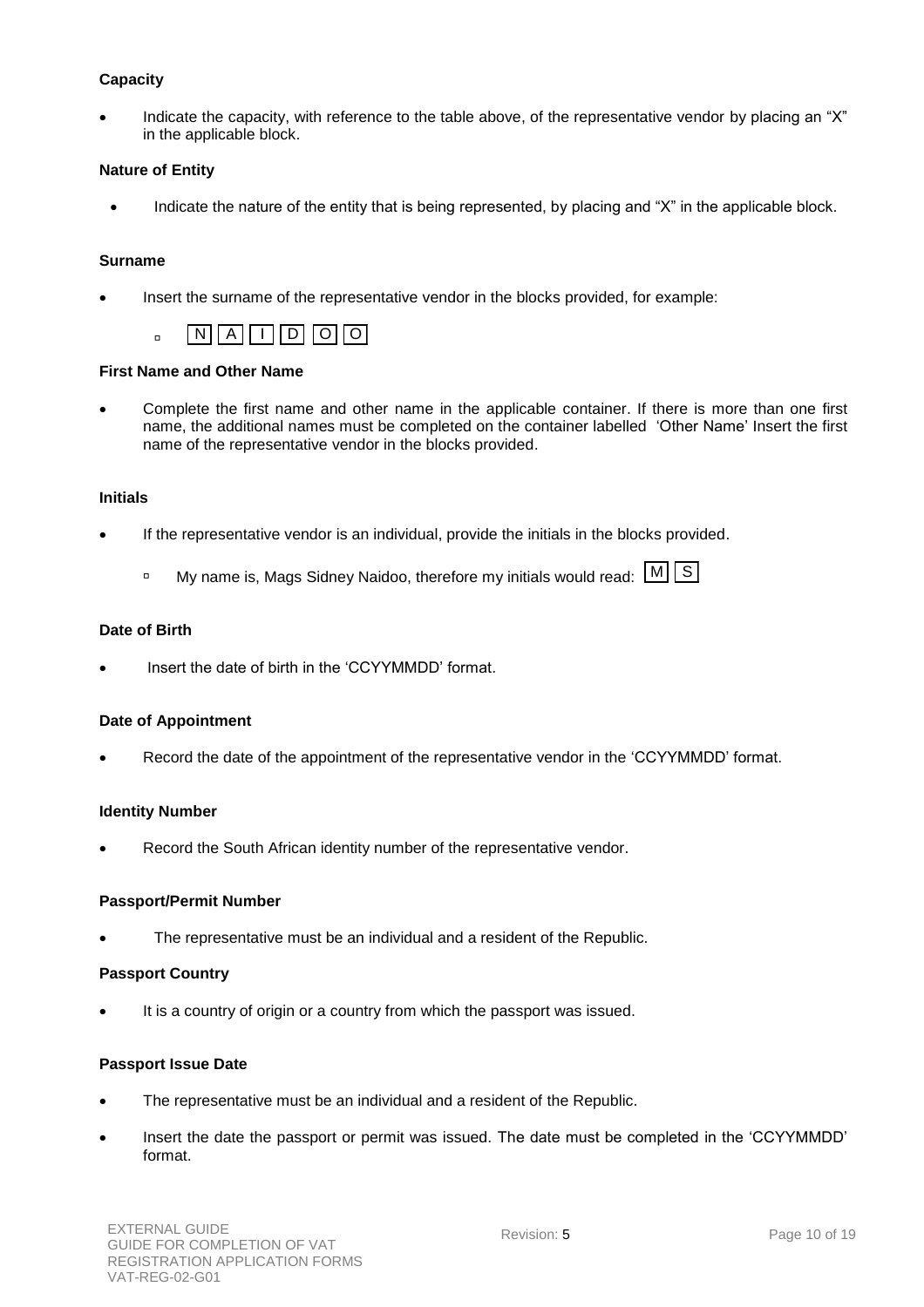#### Capacity

- Indicate the capacity, with reference to the table above, of the representative vendor by placing an "X" in the applicable block.

#### Nature of Entity

- Indicate the nature of the entity that is being represented, by placing and "X" in the applicable block.

#### Surname

- Insert the surname of the representative vendor in the blocks provided, for example:
  - | N | A | I | D | O | O |

#### First Name and Other Name

- Complete the first name and other name in the applicable container. If there is more than one first name, the additional names must be completed on the container labelled 'Other Name' Insert the first name of the representative vendor in the blocks provided.

#### Initials

- If the representative vendor is an individual, provide the initials in the blocks provided.
  - My name is, Mags Sidney Naidoo, therefore my initials would read: | M | S |

#### Date of Birth

- Insert the date of birth in the 'CCYYMMDD' format.

#### Date of Appointment

- Record the date of the appointment of the representative vendor in the 'CCYYMMDD' format.

#### Identity Number

- Record the South African identity number of the representative vendor.

#### Passport/Permit Number

- The representative must be an individual and a resident of the Republic.

#### Passport Country

- It is a country of origin or a country from which the passport was issued.

#### Passport Issue Date

- The representative must be an individual and a resident of the Republic.
- Insert the date the passport or permit was issued. The date must be completed in the 'CCYYMMDD' format.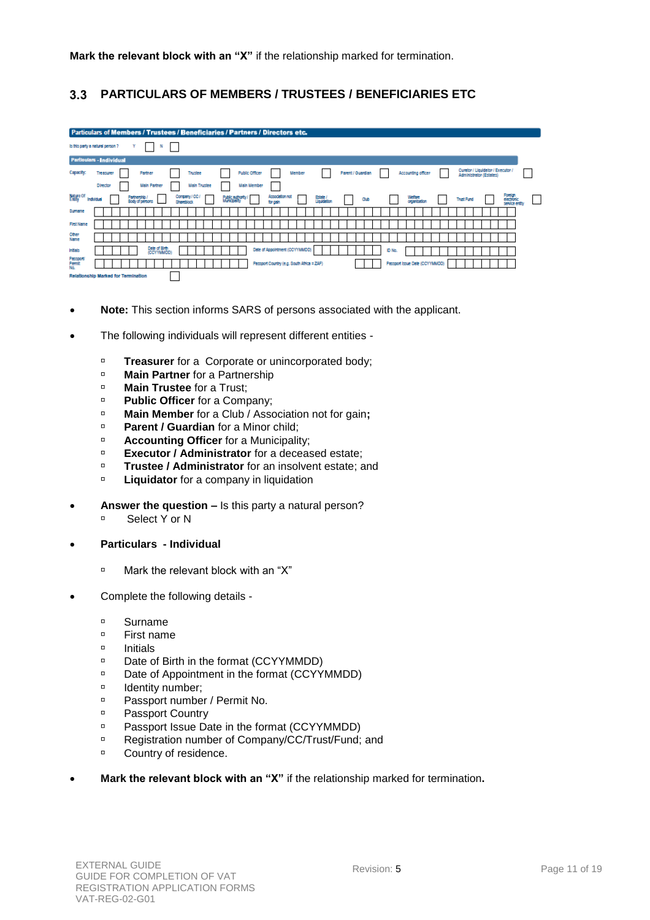**Mark the relevant block with an "X"** if the relationship marked for termination.

## 3.3 PARTICULARS OF MEMBERS / TRUSTEES / BENEFICIARIES ETC

**Particulars of Members / Trustees / Beneficiaries / Partners / Directors etc.**

Is this party a natural person? Y ☐ N ☐

**Particulars - Individual**

Capacity: Treasurer ☐ Partner ☐ Trustee ☐ Public Officer ☐ Member ☐ Parent / Guardian ☐ Accounting officer ☐ Curator / Liquidator / Executor / Administrator (Estates) ☐

Director ☐ Main Partner ☐ Main Trustee ☐ Main Member ☐

Nature Of Entity: Individual ☐ Partnership / Body of persons ☐ Company / CC / Shareblock ☐ Public authority / Municipality ☐ Association not for gain ☐ Estate / Liquidation ☐ Club ☐ Welfare organisation ☐ Trust Fund ☐ Foreign electronic service entity ☐

Surname

First Name

Other Name

Initials | Date of Birth (CCYYMMDD) | Date of Appointment (CCYYMMDD) | ID No.

Passport/ Permit No. | Passport Country (e.g. South Africa = ZAF) | Passport Issue Date (CCYYMMDD)

Relationship Marked for Termination ☐

- **Note:** This section informs SARS of persons associated with the applicant.
- The following individuals will represent different entities -
  - **Treasurer** for a Corporate or unincorporated body;
  - **Main Partner** for a Partnership
  - **Main Trustee** for a Trust;
  - **Public Officer** for a Company;
  - **Main Member** for a Club / Association not for gain**;**
  - **Parent / Guardian** for a Minor child;
  - **Accounting Officer** for a Municipality;
  - **Executor / Administrator** for a deceased estate;
  - **Trustee / Administrator** for an insolvent estate; and
  - **Liquidator** for a company in liquidation
- **Answer the question –** Is this party a natural person?
  - Select Y or N
- **Particulars - Individual**
  - Mark the relevant block with an "X"
- Complete the following details -
  - Surname
  - First name
  - Initials
  - Date of Birth in the format (CCYYMMDD)
  - Date of Appointment in the format (CCYYMMDD)
  - Identity number;
  - Passport number / Permit No.
  - Passport Country
  - Passport Issue Date in the format (CCYYMMDD)
  - Registration number of Company/CC/Trust/Fund; and
  - Country of residence.
- **Mark the relevant block with an "X"** if the relationship marked for termination**.**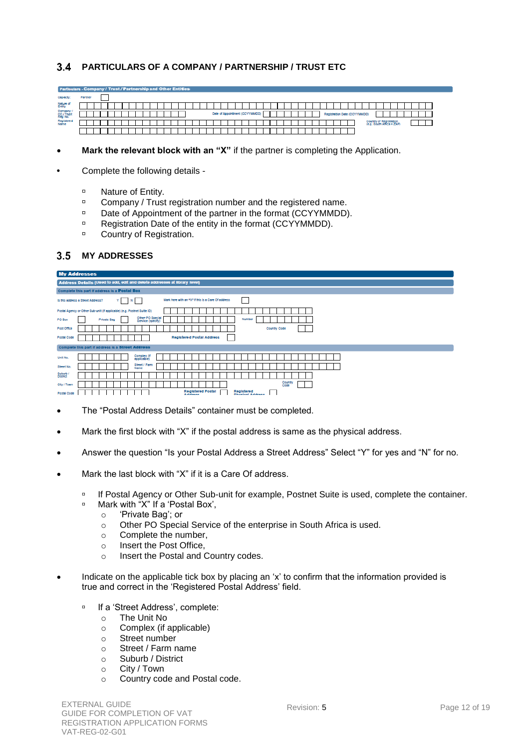## 3.4 PARTICULARS OF A COMPANY / PARTNERSHIP / TRUST ETC

| Particulars - Company / Trust / Partnership and Other Entities | | | | | |
|---|---|---|---|---|---|
| Capacity: | Partner | | | | |
| Nature of Entity | | | | | |
| Company / CC / Trust Reg. No. | | Date of Appointment (CCYYMMDD) | | Registration Date (CCYYMMDD) | |
| Registered Name | | | | Country of Registration (e.g. South Africa = ZAF) | |

- **Mark the relevant block with an "X"** if the partner is completing the Application.
- Complete the following details -
  - Nature of Entity.
  - Company / Trust registration number and the registered name.
  - Date of Appointment of the partner in the format (CCYYMMDD).
  - Registration Date of the entity in the format (CCYYMMDD).
  - Country of Registration.

## 3.5 MY ADDRESSES

| My Addresses | | | | | |
|---|---|---|---|---|---|
| **Address Details** (Used to add, edit and delete addresses at library level) | | | | | |
| **Complete this part if address is a Postal Box** | | | | | |
| Is this address a Street Address? | Y / N | Mark here with an "X" if this is a Care Of address | | | |
| Postal Agency or Other Sub-unit (if applicable) (e.g. Postnet Suite ID) | | | | | |
| PO Box | Private Bag | Other PO Special Service (specify) | | Number | |
| Post Office | | | | Country Code | |
| Postal Code | | Registered Postal Address | | | |
| **Complete this part if address is a Street Address** | | | | | |
| Unit No. | | Complex (if applicable) | | | |
| Street No. | | Street / Farm Name | | | |
| Suburb / District | | | | | |
| City / Town | | | | Country Code | |
| Postal Code | | Registered Postal Address | | Registered Physical Address | |

- The "Postal Address Details" container must be completed.
- Mark the first block with "X" if the postal address is same as the physical address.
- Answer the question "Is your Postal Address a Street Address" Select "Y" for yes and "N" for no.
- Mark the last block with "X" if it is a Care Of address.
  - If Postal Agency or Other Sub-unit for example, Postnet Suite is used, complete the container.
  - Mark with "X" If a 'Postal Box',
    - 'Private Bag'; or
    - Other PO Special Service of the enterprise in South Africa is used.
    - Complete the number,
    - Insert the Post Office,
    - Insert the Postal and Country codes.
- Indicate on the applicable tick box by placing an 'x' to confirm that the information provided is true and correct in the 'Registered Postal Address' field.
  - If a 'Street Address', complete:
    - The Unit No
    - Complex (if applicable)
    - Street number
    - Street / Farm name
    - Suburb / District
    - City / Town
    - Country code and Postal code.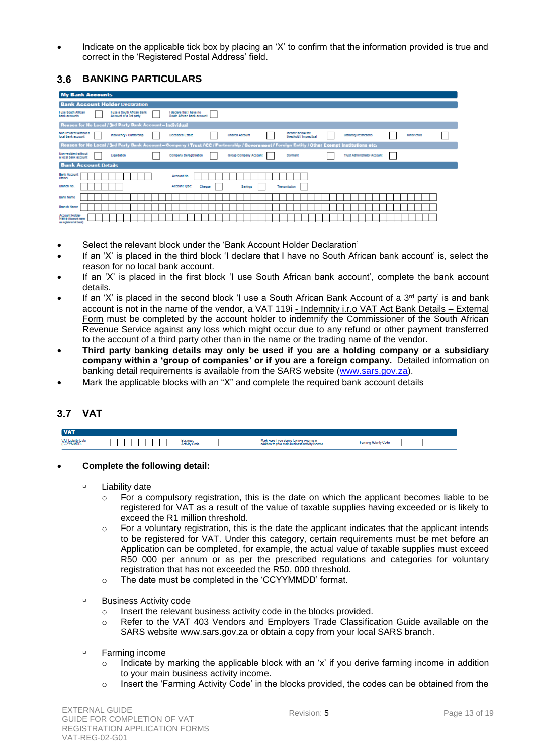- Indicate on the applicable tick box by placing an 'X' to confirm that the information provided is true and correct in the 'Registered Postal Address' field.

## 3.6 BANKING PARTICULARS

| My Bank Accounts | | | | | | | | | | | | |
|---|---|---|---|---|---|---|---|---|---|---|---|---|
| **Bank Account Holder Declaration** | | | | | | | | | | | | |
| I use South African bank accounts | ☐ | I use a South African Bank Account of a 3rd party | ☐ | I declare that I have no South African bank account | ☐ | | | | | | | |
| **Reason for No Local / 3rd Party Bank Account – Individual** | | | | | | | | | | | | |
| Non-resident without a local bank account | ☐ | Insolvency / Curatorship | ☐ | Deceased Estate | ☐ | Shared Account | ☐ | Income below tax threshold / Impractical | ☐ | Statutory restrictions | ☐ | Minor child ☐ |
| **Reason for No Local / 3rd Party Bank Account – Company / Trust / CC / Partnership / Government / Foreign Entity / Other Exempt Institutions etc.** | | | | | | | | | | | | |
| Non-resident without a local bank account | ☐ | Liquidation | ☐ | Company Deregistration | ☐ | Group Company Account | ☐ | Dormant | ☐ | Trust Administrator Account | ☐ | |
| **Bank Account Details** | | | | | | | | | | | | |
| Bank Account Status | | | | Account No. | | | | | | | | |
| Branch No. | | | | Account Type: | Cheque ☐ | Savings ☐ | Transmission ☐ | | | | | |
| Bank Name | | | | | | | | | | | | |
| Branch Name | | | | | | | | | | | | |
| Account Holder Name (Account name as registered at bank) | | | | | | | | | | | | |

- Select the relevant block under the 'Bank Account Holder Declaration'
- If an 'X' is placed in the third block 'I declare that I have no South African bank account' is, select the reason for no local bank account.
- If an 'X' is placed in the first block 'I use South African bank account', complete the bank account details.
- If an 'X' is placed in the second block 'I use a South African Bank Account of a 3rd party' is and bank account is not in the name of the vendor, a VAT 119i - Indemnity i.r.o VAT Act Bank Details – External Form must be completed by the account holder to indemnify the Commissioner of the South African Revenue Service against any loss which might occur due to any refund or other payment transferred to the account of a third party other than in the name or the trading name of the vendor.
- **Third party banking details may only be used if you are a holding company or a subsidiary company within a 'group of companies' or if you are a foreign company.** Detailed information on banking detail requirements is available from the SARS website (www.sars.gov.za).
- Mark the applicable blocks with an "X" and complete the required bank account details

## 3.7 VAT

| VAT | | | | | | | |
|---|---|---|---|---|---|---|---|
| VAT Liability Date (CCYYMMDD) | | Business Activity Code | | Mark here if you derive farming income in addition to your main business activity income | ☐ | Farming Activity Code | |

- **Complete the following detail:**
  - Liability date
    - For a compulsory registration, this is the date on which the applicant becomes liable to be registered for VAT as a result of the value of taxable supplies having exceeded or is likely to exceed the R1 million threshold.
    - For a voluntary registration, this is the date the applicant indicates that the applicant intends to be registered for VAT. Under this category, certain requirements must be met before an Application can be completed, for example, the actual value of taxable supplies must exceed R50 000 per annum or as per the prescribed regulations and categories for voluntary registration that has not exceeded the R50, 000 threshold.
    - The date must be completed in the 'CCYYMMDD' format.
  - Business Activity code
    - Insert the relevant business activity code in the blocks provided.
    - Refer to the VAT 403 Vendors and Employers Trade Classification Guide available on the SARS website www.sars.gov.za or obtain a copy from your local SARS branch.
  - Farming income
    - Indicate by marking the applicable block with an 'x' if you derive farming income in addition to your main business activity income.
    - Insert the 'Farming Activity Code' in the blocks provided, the codes can be obtained from the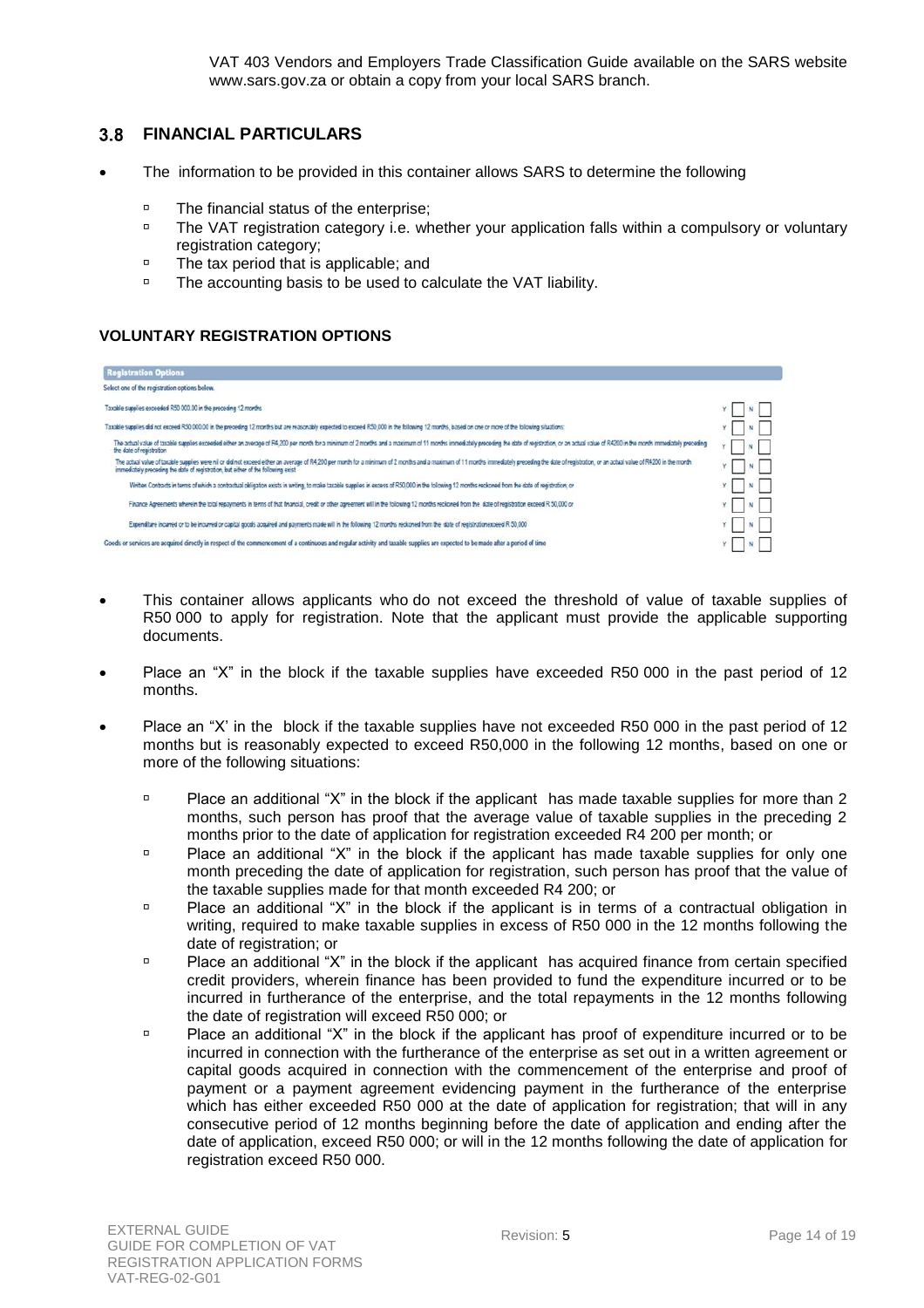VAT 403 Vendors and Employers Trade Classification Guide available on the SARS website www.sars.gov.za or obtain a copy from your local SARS branch.

## 3.8 FINANCIAL PARTICULARS

- The information to be provided in this container allows SARS to determine the following
  - The financial status of the enterprise;
  - The VAT registration category i.e. whether your application falls within a compulsory or voluntary registration category;
  - The tax period that is applicable; and
  - The accounting basis to be used to calculate the VAT liability.

### VOLUNTARY REGISTRATION OPTIONS

| Registration Options | |
|---|---|
| Select one of the registration options below. | |
| Taxable supplies exceeded R50 000.00 in the preceding 12 months | Y ☐ N ☐ |
| Taxable supplies did not exceed R50 000.00 in the preceding 12 months but are reasonably expected to exceed R50,000 in the following 12 months, based on one or more of the following situations: | Y ☐ N ☐ |
| The actual value of taxable supplies exceeded either an average of R4,200 per month for a minimum of 2 months and a maximum of 11 months immediately preceding the date of registration, or an actual value of R4200 in the month immediately preceding the date of registration | Y ☐ N ☐ |
| The actual value of taxable supplies were nil or did not exceed either an average of R4,200 per month for a minimum of 2 months and a maximum of 11 months immediately preceding the date of registration, or an actual value of R4200 in the month immediately preceding the date of registration, but either of the following exist | Y ☐ N ☐ |
| Written Contracts in terms of which a contractual obligation exists in writing, to make taxable supplies in excess of R50,000 in the following 12 months reckoned from the date of registration; or | Y ☐ N ☐ |
| Finance Agreements wherein the total repayments in terms of that financial, credit or other agreement will in the following 12 months reckoned from the date of registration exceed R 50,000 or | Y ☐ N ☐ |
| Expenditure incurred or to be incurred or capital goods acquired and payments made will in the following 12 months reckoned from the date of registration exceed R 50,000 | Y ☐ N ☐ |
| Goods or services are acquired directly in respect of the commencement of a continuous and regular activity and taxable supplies are expected to be made after a period of time | Y ☐ N ☐ |

- This container allows applicants who do not exceed the threshold of value of taxable supplies of R50 000 to apply for registration. Note that the applicant must provide the applicable supporting documents.
- Place an "X" in the block if the taxable supplies have exceeded R50 000 in the past period of 12 months.
- Place an "X' in the block if the taxable supplies have not exceeded R50 000 in the past period of 12 months but is reasonably expected to exceed R50,000 in the following 12 months, based on one or more of the following situations:
  - Place an additional "X" in the block if the applicant has made taxable supplies for more than 2 months, such person has proof that the average value of taxable supplies in the preceding 2 months prior to the date of application for registration exceeded R4 200 per month; or
  - Place an additional "X" in the block if the applicant has made taxable supplies for only one month preceding the date of application for registration, such person has proof that the value of the taxable supplies made for that month exceeded R4 200; or
  - Place an additional "X" in the block if the applicant is in terms of a contractual obligation in writing, required to make taxable supplies in excess of R50 000 in the 12 months following the date of registration; or
  - Place an additional "X" in the block if the applicant has acquired finance from certain specified credit providers, wherein finance has been provided to fund the expenditure incurred or to be incurred in furtherance of the enterprise, and the total repayments in the 12 months following the date of registration will exceed R50 000; or
  - Place an additional "X" in the block if the applicant has proof of expenditure incurred or to be incurred in connection with the furtherance of the enterprise as set out in a written agreement or capital goods acquired in connection with the commencement of the enterprise and proof of payment or a payment agreement evidencing payment in the furtherance of the enterprise which has either exceeded R50 000 at the date of application for registration; that will in any consecutive period of 12 months beginning before the date of application and ending after the date of application, exceed R50 000; or will in the 12 months following the date of application for registration exceed R50 000.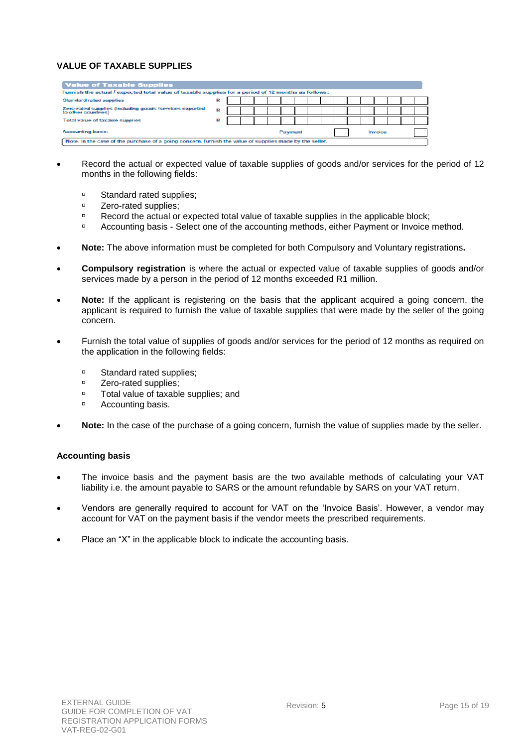## VALUE OF TAXABLE SUPPLIES

| Value of Taxable Supplies | | | |
|---|---|---|---|
| Furnish the actual / expected total value of taxable supplies for a period of 12 months as follows: | | | |
| Standard rated supplies | R | | |
| Zero-rated supplies (including goods /services exported to other countries) | R | | |
| Total value of taxable supplies | R | | |
| Accounting basis: | | Payment | Invoice |
| Note: In the case of the purchase of a going concern, furnish the value of supplies made by the seller. | | | |

- Record the actual or expected value of taxable supplies of goods and/or services for the period of 12 months in the following fields:
  - Standard rated supplies;
  - Zero-rated supplies;
  - Record the actual or expected total value of taxable supplies in the applicable block;
  - Accounting basis - Select one of the accounting methods, either Payment or Invoice method.
- **Note:** The above information must be completed for both Compulsory and Voluntary registrations**.**
- **Compulsory registration** is where the actual or expected value of taxable supplies of goods and/or services made by a person in the period of 12 months exceeded R1 million.
- **Note:** If the applicant is registering on the basis that the applicant acquired a going concern, the applicant is required to furnish the value of taxable supplies that were made by the seller of the going concern.
- Furnish the total value of supplies of goods and/or services for the period of 12 months as required on the application in the following fields:
  - Standard rated supplies;
  - Zero-rated supplies;
  - Total value of taxable supplies; and
  - Accounting basis.
- **Note:** In the case of the purchase of a going concern, furnish the value of supplies made by the seller.

### Accounting basis

- The invoice basis and the payment basis are the two available methods of calculating your VAT liability i.e. the amount payable to SARS or the amount refundable by SARS on your VAT return.
- Vendors are generally required to account for VAT on the 'Invoice Basis'. However, a vendor may account for VAT on the payment basis if the vendor meets the prescribed requirements.
- Place an "X" in the applicable block to indicate the accounting basis.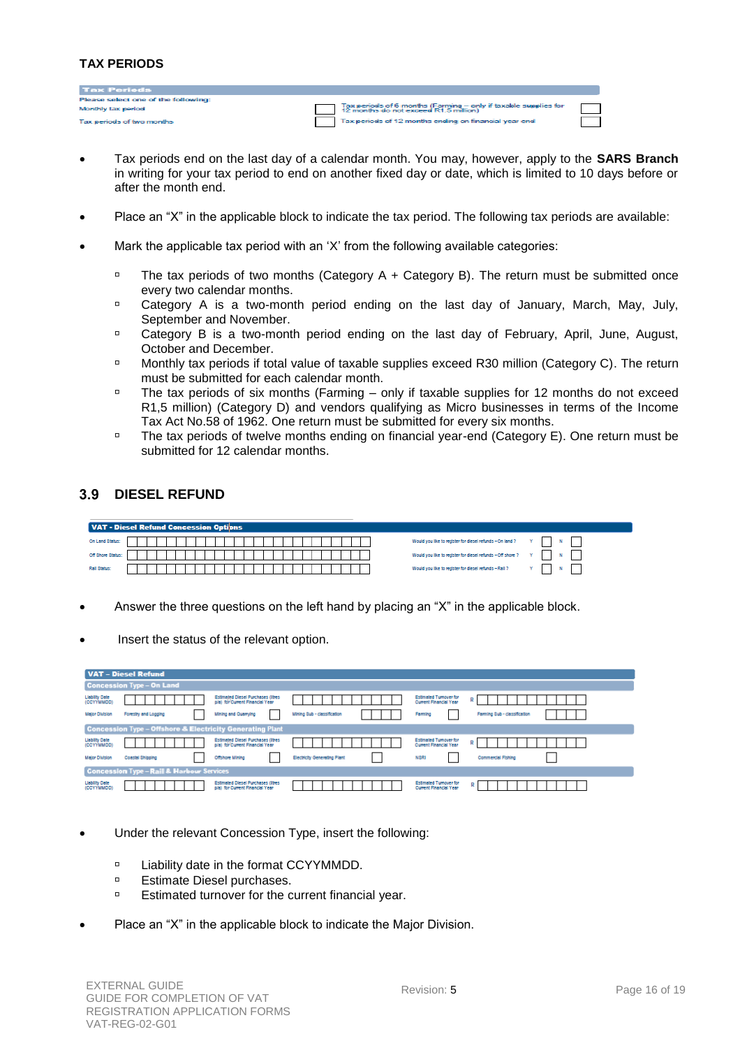**TAX PERIODS**

| Tax Periods | | | |
|---|---|---|---|
| Please select one of the following: | | | |
| Monthly tax period | | Tax periods of 6 months (Farming – only if taxable supplies for 12 months do not exceed R1.5 million) | |
| Tax periods of two months | | Tax periods of 12 months ending on financial year end | |

- Tax periods end on the last day of a calendar month. You may, however, apply to the **SARS Branch** in writing for your tax period to end on another fixed day or date, which is limited to 10 days before or after the month end.
- Place an “X” in the applicable block to indicate the tax period. The following tax periods are available:
- Mark the applicable tax period with an ‘X’ from the following available categories:
  - The tax periods of two months (Category A + Category B). The return must be submitted once every two calendar months.
  - Category A is a two-month period ending on the last day of January, March, May, July, September and November.
  - Category B is a two-month period ending on the last day of February, April, June, August, October and December.
  - Monthly tax periods if total value of taxable supplies exceed R30 million (Category C). The return must be submitted for each calendar month.
  - The tax periods of six months (Farming – only if taxable supplies for 12 months do not exceed R1,5 million) (Category D) and vendors qualifying as Micro businesses in terms of the Income Tax Act No.58 of 1962. One return must be submitted for every six months.
  - The tax periods of twelve months ending on financial year-end (Category E). One return must be submitted for 12 calendar months.

## 3.9 DIESEL REFUND

| VAT - Diesel Refund Concession Options | | | | | | |
|---|---|---|---|---|---|---|
| On Land Status: | | Would you like to register for diesel refunds – On land ? | Y | | N | |
| Off Shore Status: | | Would you like to register for diesel refunds – Off shore ? | Y | | N | |
| Rail Status: | | Would you like to register for diesel refunds – Rail ? | Y | | N | |

- Answer the three questions on the left hand by placing an “X” in the applicable block.
- Insert the status of the relevant option.

| VAT – Diesel Refund | | | | | | | |
|---|---|---|---|---|---|---|---|
| **Concession Type – On Land** | | | | | | | |
| Liability Date (CCYYMMDD) | | Estimated Diesel Purchases (litres p/a) for Current Financial Year | | Estimated Turnover for Current Financial Year | R | | |
| Major Division | Forestry and Logging | | Mining and Quarrying | | Mining Sub - classification | | |
| | Farming | | Farming Sub - classification | | | | |
| **Concession Type – Offshore & Electricity Generating Plant** | | | | | | | |
| Liability Date (CCYYMMDD) | | Estimated Diesel Purchases (litres p/a) for Current Financial Year | | Estimated Turnover for Current Financial Year | R | | |
| Major Division | Coastal Shipping | | Offshore Mining | | Electricity Generating Plant | | |
| | NSRI | | Commercial Fishing | | | | |
| **Concession Type – Rail & Harbour Services** | | | | | | | |
| Liability Date (CCYYMMDD) | | Estimated Diesel Purchases (litres p/a) for Current Financial Year | | Estimated Turnover for Current Financial Year | R | | |

- Under the relevant Concession Type, insert the following:
  - Liability date in the format CCYYMMDD.
  - Estimate Diesel purchases.
  - Estimated turnover for the current financial year.
- Place an “X” in the applicable block to indicate the Major Division.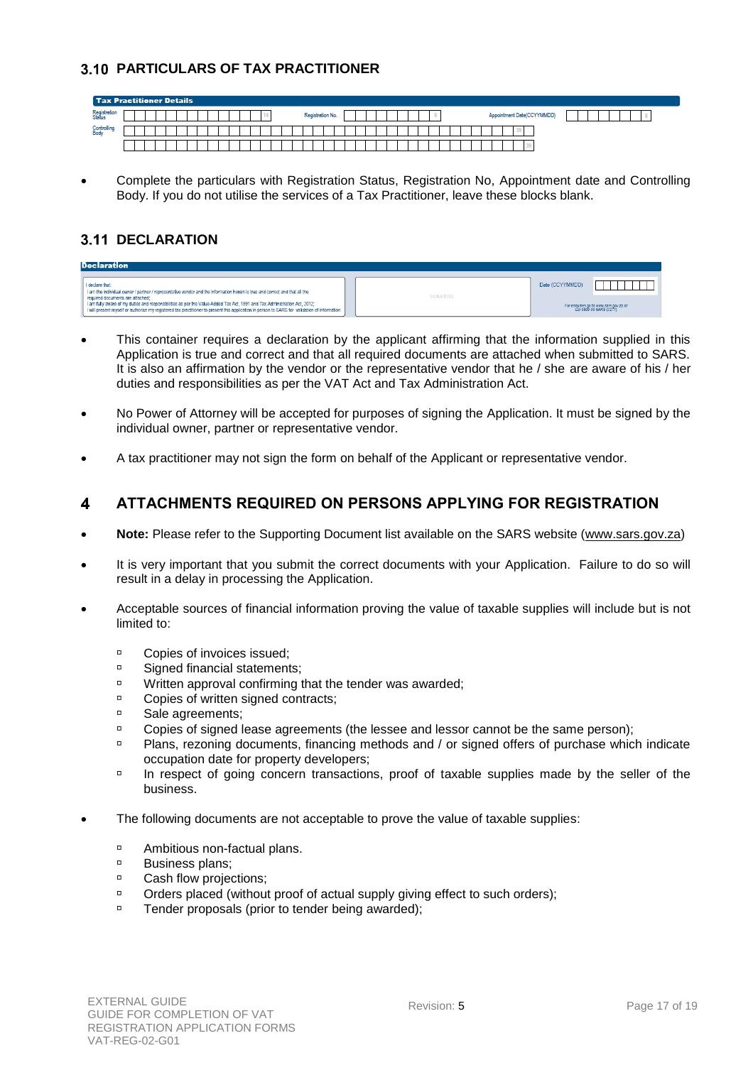## 3.10 PARTICULARS OF TAX PRACTITIONER

| Tax Practitioner Details | | | |
|---|---|---|---|
| Registration Status | | Registration No. | Appointment Date(CCYYMMDD) |
| Controlling Body | | | |

- Complete the particulars with Registration Status, Registration No, Appointment date and Controlling Body. If you do not utilise the services of a Tax Practitioner, leave these blocks blank.

## 3.11 DECLARATION

| Declaration | | |
|---|---|---|
| I declare that: I am the individual owner / partner / representative vendor and the information herein is true and correct and that all the required documents are attached; I am fully aware of my duties and responsibilities as per the Value-Added Tax Act, 1991 and Tax Administration Act, 2012; I will present myself or authorise my registered tax practitioner to present this application in person to SARS for validation of information | SIGNATURE | Date (CCYYMMDD) For enquiries go to www.sars.gov.za or Call 0800 00 SARS (7277) |

- This container requires a declaration by the applicant affirming that the information supplied in this Application is true and correct and that all required documents are attached when submitted to SARS. It is also an affirmation by the vendor or the representative vendor that he / she are aware of his / her duties and responsibilities as per the VAT Act and Tax Administration Act.
- No Power of Attorney will be accepted for purposes of signing the Application. It must be signed by the individual owner, partner or representative vendor.
- A tax practitioner may not sign the form on behalf of the Applicant or representative vendor.

# 4 ATTACHMENTS REQUIRED ON PERSONS APPLYING FOR REGISTRATION

- **Note:** Please refer to the Supporting Document list available on the SARS website (www.sars.gov.za)
- It is very important that you submit the correct documents with your Application. Failure to do so will result in a delay in processing the Application.
- Acceptable sources of financial information proving the value of taxable supplies will include but is not limited to:
  - Copies of invoices issued;
  - Signed financial statements;
  - Written approval confirming that the tender was awarded;
  - Copies of written signed contracts;
  - Sale agreements;
  - Copies of signed lease agreements (the lessee and lessor cannot be the same person);
  - Plans, rezoning documents, financing methods and / or signed offers of purchase which indicate occupation date for property developers;
  - In respect of going concern transactions, proof of taxable supplies made by the seller of the business.
- The following documents are not acceptable to prove the value of taxable supplies:
  - Ambitious non-factual plans.
  - Business plans;
  - Cash flow projections;
  - Orders placed (without proof of actual supply giving effect to such orders);
  - Tender proposals (prior to tender being awarded);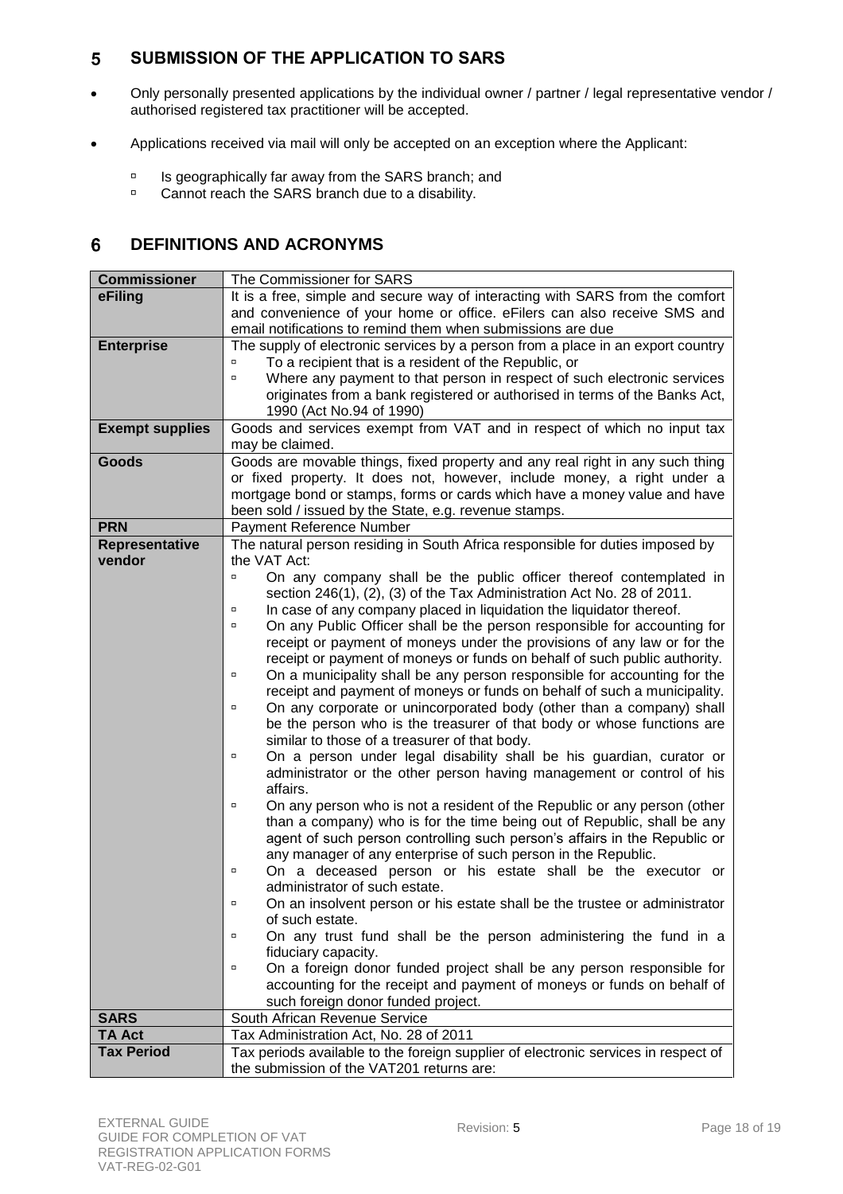## 5 SUBMISSION OF THE APPLICATION TO SARS

- Only personally presented applications by the individual owner / partner / legal representative vendor / authorised registered tax practitioner will be accepted.
- Applications received via mail will only be accepted on an exception where the Applicant:
  - Is geographically far away from the SARS branch; and
  - Cannot reach the SARS branch due to a disability.

## 6 DEFINITIONS AND ACRONYMS

| | |
|---|---|
| **Commissioner** | The Commissioner for SARS |
| **eFiling** | It is a free, simple and secure way of interacting with SARS from the comfort and convenience of your home or office. eFilers can also receive SMS and email notifications to remind them when submissions are due |
| **Enterprise** | The supply of electronic services by a person from a place in an export country<br>▫ To a recipient that is a resident of the Republic, or<br>▫ Where any payment to that person in respect of such electronic services originates from a bank registered or authorised in terms of the Banks Act, 1990 (Act No.94 of 1990) |
| **Exempt supplies** | Goods and services exempt from VAT and in respect of which no input tax may be claimed. |
| **Goods** | Goods are movable things, fixed property and any real right in any such thing or fixed property. It does not, however, include money, a right under a mortgage bond or stamps, forms or cards which have a money value and have been sold / issued by the State, e.g. revenue stamps. |
| **PRN** | Payment Reference Number |
| **Representative vendor** | The natural person residing in South Africa responsible for duties imposed by the VAT Act:<br>▫ On any company shall be the public officer thereof contemplated in section 246(1), (2), (3) of the Tax Administration Act No. 28 of 2011.<br>▫ In case of any company placed in liquidation the liquidator thereof.<br>▫ On any Public Officer shall be the person responsible for accounting for receipt or payment of moneys under the provisions of any law or for the receipt or payment of moneys or funds on behalf of such public authority.<br>▫ On a municipality shall be any person responsible for accounting for the receipt and payment of moneys or funds on behalf of such a municipality.<br>▫ On any corporate or unincorporated body (other than a company) shall be the person who is the treasurer of that body or whose functions are similar to those of a treasurer of that body.<br>▫ On a person under legal disability shall be his guardian, curator or administrator or the other person having management or control of his affairs.<br>▫ On any person who is not a resident of the Republic or any person (other than a company) who is for the time being out of Republic, shall be any agent of such person controlling such person's affairs in the Republic or any manager of any enterprise of such person in the Republic.<br>▫ On a deceased person or his estate shall be the executor or administrator of such estate.<br>▫ On an insolvent person or his estate shall be the trustee or administrator of such estate.<br>▫ On any trust fund shall be the person administering the fund in a fiduciary capacity.<br>▫ On a foreign donor funded project shall be any person responsible for accounting for the receipt and payment of moneys or funds on behalf of such foreign donor funded project. |
| **SARS** | South African Revenue Service |
| **TA Act** | Tax Administration Act, No. 28 of 2011 |
| **Tax Period** | Tax periods available to the foreign supplier of electronic services in respect of the submission of the VAT201 returns are: |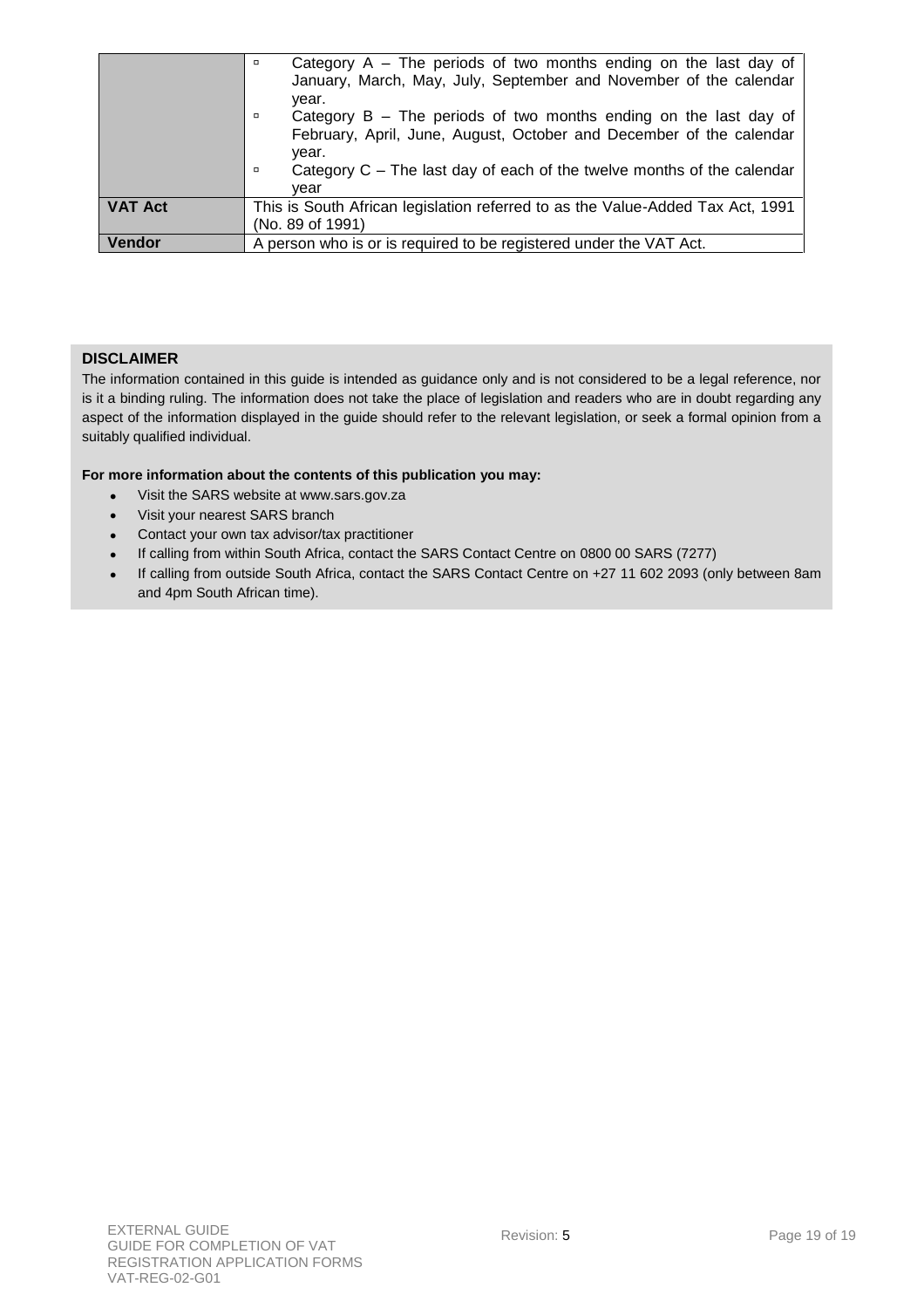| | |
|---|---|
| | ▫ Category A – The periods of two months ending on the last day of January, March, May, July, September and November of the calendar year.<br>▫ Category B – The periods of two months ending on the last day of February, April, June, August, October and December of the calendar year.<br>▫ Category C – The last day of each of the twelve months of the calendar year |
| **VAT Act** | This is South African legislation referred to as the Value-Added Tax Act, 1991 (No. 89 of 1991) |
| **Vendor** | A person who is or is required to be registered under the VAT Act. |

**DISCLAIMER**

The information contained in this guide is intended as guidance only and is not considered to be a legal reference, nor is it a binding ruling. The information does not take the place of legislation and readers who are in doubt regarding any aspect of the information displayed in the guide should refer to the relevant legislation, or seek a formal opinion from a suitably qualified individual.

**For more information about the contents of this publication you may:**

- Visit the SARS website at www.sars.gov.za
- Visit your nearest SARS branch
- Contact your own tax advisor/tax practitioner
- If calling from within South Africa, contact the SARS Contact Centre on 0800 00 SARS (7277)
- If calling from outside South Africa, contact the SARS Contact Centre on +27 11 602 2093 (only between 8am and 4pm South African time).